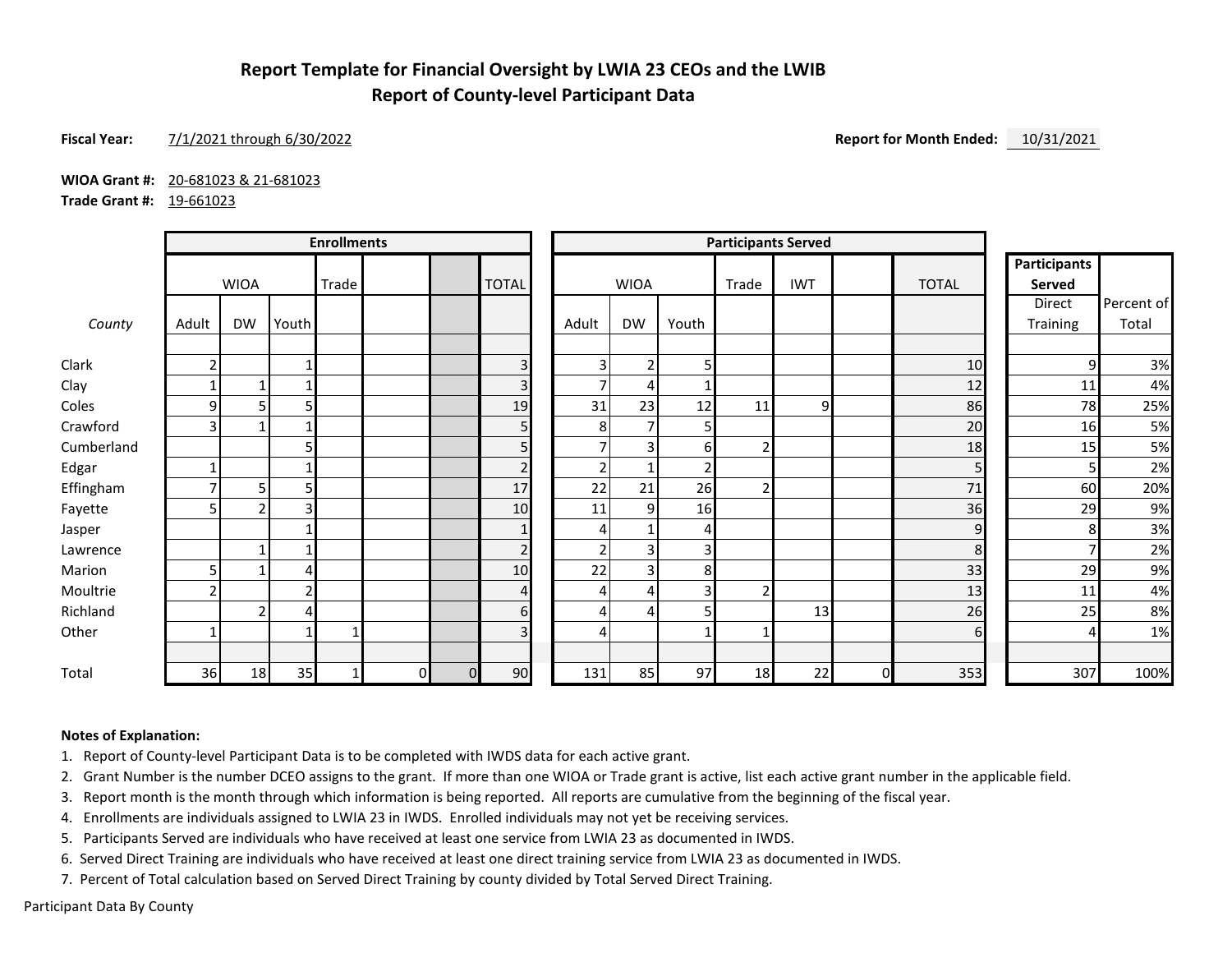# Report Template for Financial Oversight by LWIA 23 CEOs and the LWIB
## Report of County-level Participant Data

**Fiscal Year:** 7/1/2021 through 6/30/2022

**Report for Month Ended:** 10/31/2021

**WIOA Grant #:** 20-681023 & 21-681023
**Trade Grant #:** 19-661023

| | Enrollments | | | | | | | Participants Served | | | | | | | Participants Served | |
|---|---|---|---|---|---|---|---|---|---|---|---|---|---|---|---|---|
| | WIOA | | | Trade | | | TOTAL | WIOA | | | Trade | IWT | | TOTAL | Direct Training | Percent of Total |
| *County* | Adult | DW | Youth | | | | | Adult | DW | Youth | | | | | | |
| Clark | 2 | | 1 | | | | 3 | 3 | 2 | 5 | | | | 10 | 9 | 3% |
| Clay | 1 | 1 | 1 | | | | 3 | 7 | 4 | 1 | | | | 12 | 11 | 4% |
| Coles | 9 | 5 | 5 | | | | 19 | 31 | 23 | 12 | 11 | 9 | | 86 | 78 | 25% |
| Crawford | 3 | 1 | 1 | | | | 5 | 8 | 7 | 5 | | | | 20 | 16 | 5% |
| Cumberland | | | 5 | | | | 5 | 7 | 3 | 6 | 2 | | | 18 | 15 | 5% |
| Edgar | 1 | | 1 | | | | 2 | 2 | 1 | 2 | | | | 5 | 5 | 2% |
| Effingham | 7 | 5 | 5 | | | | 17 | 22 | 21 | 26 | 2 | | | 71 | 60 | 20% |
| Fayette | 5 | 2 | 3 | | | | 10 | 11 | 9 | 16 | | | | 36 | 29 | 9% |
| Jasper | | | 1 | | | | 1 | 4 | 1 | 4 | | | | 9 | 8 | 3% |
| Lawrence | | 1 | 1 | | | | 2 | 2 | 3 | 3 | | | | 8 | 7 | 2% |
| Marion | 5 | 1 | 4 | | | | 10 | 22 | 3 | 8 | | | | 33 | 29 | 9% |
| Moultrie | 2 | | 2 | | | | 4 | 4 | 4 | 3 | 2 | | | 13 | 11 | 4% |
| Richland | | 2 | 4 | | | | 6 | 4 | 4 | 5 | | 13 | | 26 | 25 | 8% |
| Other | 1 | | 1 | 1 | | | 3 | 4 | | 1 | 1 | | | 6 | 4 | 1% |
| Total | 36 | 18 | 35 | 1 | 0 | 0 | 90 | 131 | 85 | 97 | 18 | 22 | 0 | 353 | 307 | 100% |

**Notes of Explanation:**

1. Report of County-level Participant Data is to be completed with IWDS data for each active grant.
2. Grant Number is the number DCEO assigns to the grant. If more than one WIOA or Trade grant is active, list each active grant number in the applicable field.
3. Report month is the month through which information is being reported. All reports are cumulative from the beginning of the fiscal year.
4. Enrollments are individuals assigned to LWIA 23 in IWDS. Enrolled individuals may not yet be receiving services.
5. Participants Served are individuals who have received at least one service from LWIA 23 as documented in IWDS.
6. Served Direct Training are individuals who have received at least one direct training service from LWIA 23 as documented in IWDS.
7. Percent of Total calculation based on Served Direct Training by county divided by Total Served Direct Training.

Participant Data By County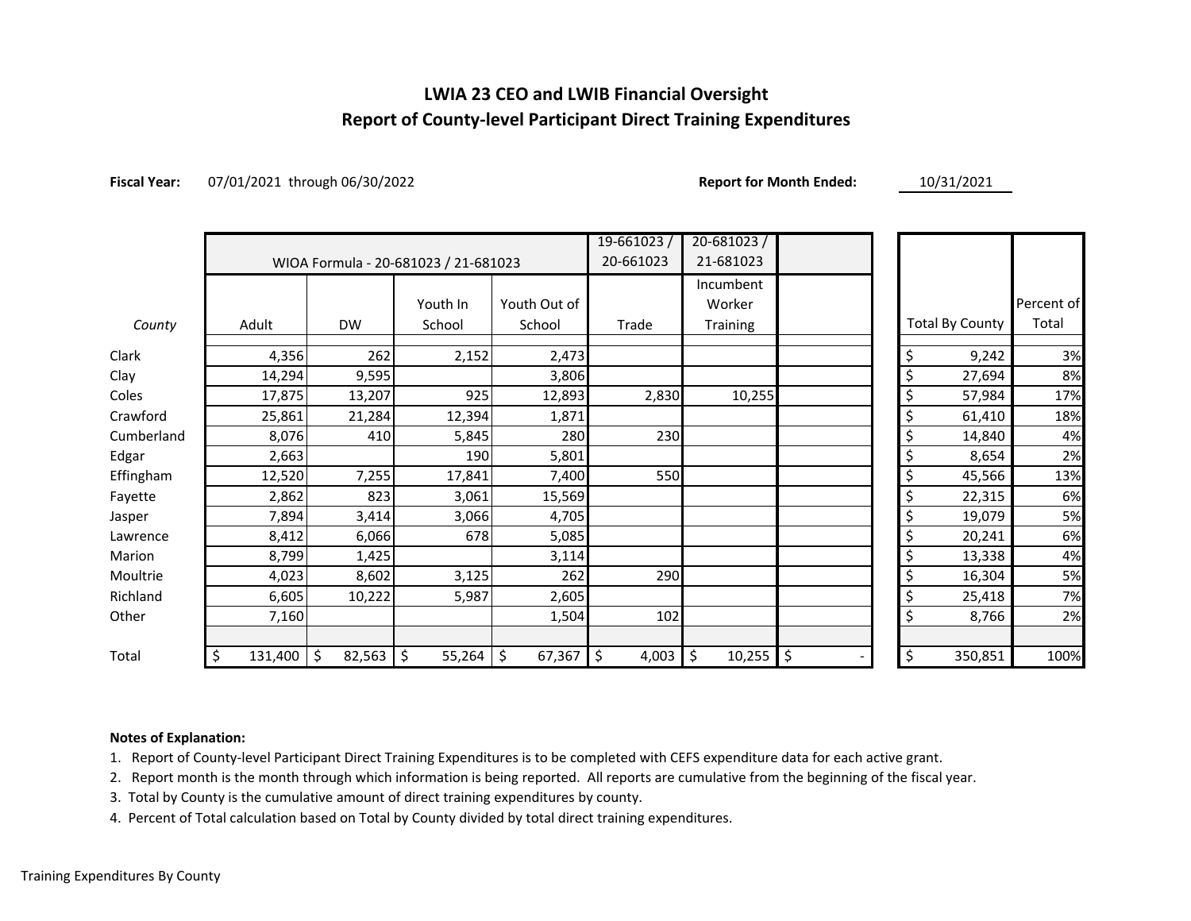# LWIA 23 CEO and LWIB Financial Oversight
## Report of County-level Participant Direct Training Expenditures

**Fiscal Year:** 07/01/2021 through 06/30/2022

**Report for Month Ended:** 10/31/2021

| | WIOA Formula - 20-681023 / 21-681023 | | | | 19-661023 / 20-661023 | 20-681023 / 21-681023 | | Total By County | Percent of Total |
|---|---|---|---|---|---|---|---|---|---|
| *County* | Adult | DW | Youth In School | Youth Out of School | Trade | Incumbent Worker Training | | | |
| Clark | 4,356 | 262 | 2,152 | 2,473 | | | | $ 9,242 | 3% |
| Clay | 14,294 | 9,595 | | 3,806 | | | | $ 27,694 | 8% |
| Coles | 17,875 | 13,207 | 925 | 12,893 | 2,830 | 10,255 | | $ 57,984 | 17% |
| Crawford | 25,861 | 21,284 | 12,394 | 1,871 | | | | $ 61,410 | 18% |
| Cumberland | 8,076 | 410 | 5,845 | 280 | 230 | | | $ 14,840 | 4% |
| Edgar | 2,663 | | 190 | 5,801 | | | | $ 8,654 | 2% |
| Effingham | 12,520 | 7,255 | 17,841 | 7,400 | 550 | | | $ 45,566 | 13% |
| Fayette | 2,862 | 823 | 3,061 | 15,569 | | | | $ 22,315 | 6% |
| Jasper | 7,894 | 3,414 | 3,066 | 4,705 | | | | $ 19,079 | 5% |
| Lawrence | 8,412 | 6,066 | 678 | 5,085 | | | | $ 20,241 | 6% |
| Marion | 8,799 | 1,425 | | 3,114 | | | | $ 13,338 | 4% |
| Moultrie | 4,023 | 8,602 | 3,125 | 262 | 290 | | | $ 16,304 | 5% |
| Richland | 6,605 | 10,222 | 5,987 | 2,605 | | | | $ 25,418 | 7% |
| Other | 7,160 | | | 1,504 | 102 | | | $ 8,766 | 2% |
| Total | $ 131,400 | $ 82,563 | $ 55,264 | $ 67,367 | $ 4,003 | $ 10,255 | $ - | $ 350,851 | 100% |

**Notes of Explanation:**

1. Report of County-level Participant Direct Training Expenditures is to be completed with CEFS expenditure data for each active grant.
2. Report month is the month through which information is being reported. All reports are cumulative from the beginning of the fiscal year.
3. Total by County is the cumulative amount of direct training expenditures by county.
4. Percent of Total calculation based on Total by County divided by total direct training expenditures.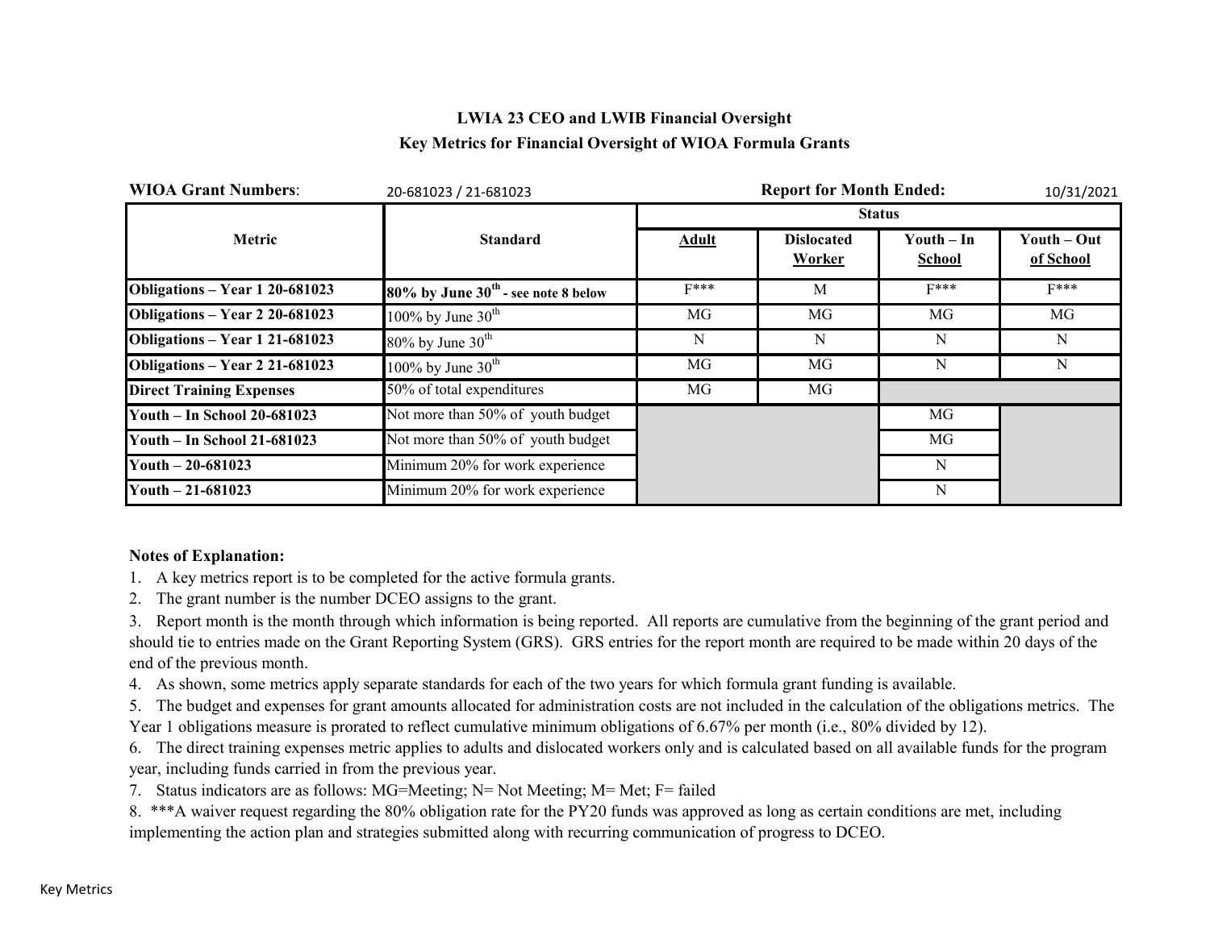# LWIA 23 CEO and LWIB Financial Oversight

## Key Metrics for Financial Oversight of WIOA Formula Grants

**WIOA Grant Numbers**: 20-681023 / 21-681023 **Report for Month Ended:** 10/31/2021

| Metric | Standard | Status | | | |
|---|---|---|---|---|---|
| | | **Adult** | **Dislocated Worker** | **Youth – In School** | **Youth – Out of School** |
| **Obligations – Year 1 20-681023** | **80% by June 30th - see note 8 below** | F*** | M | F*** | F*** |
| **Obligations – Year 2 20-681023** | 100% by June 30th | MG | MG | MG | MG |
| **Obligations – Year 1 21-681023** | 80% by June 30th | N | N | N | N |
| **Obligations – Year 2 21-681023** | 100% by June 30th | MG | MG | N | N |
| **Direct Training Expenses** | 50% of total expenditures | MG | MG | | |
| **Youth – In School 20-681023** | Not more than 50% of youth budget | | | MG | |
| **Youth – In School 21-681023** | Not more than 50% of youth budget | | | MG | |
| **Youth – 20-681023** | Minimum 20% for work experience | | | N | |
| **Youth – 21-681023** | Minimum 20% for work experience | | | N | |

**Notes of Explanation:**

1. A key metrics report is to be completed for the active formula grants.
2. The grant number is the number DCEO assigns to the grant.
3. Report month is the month through which information is being reported. All reports are cumulative from the beginning of the grant period and should tie to entries made on the Grant Reporting System (GRS). GRS entries for the report month are required to be made within 20 days of the end of the previous month.
4. As shown, some metrics apply separate standards for each of the two years for which formula grant funding is available.
5. The budget and expenses for grant amounts allocated for administration costs are not included in the calculation of the obligations metrics. The Year 1 obligations measure is prorated to reflect cumulative minimum obligations of 6.67% per month (i.e., 80% divided by 12).
6. The direct training expenses metric applies to adults and dislocated workers only and is calculated based on all available funds for the program year, including funds carried in from the previous year.
7. Status indicators are as follows: MG=Meeting; N= Not Meeting; M= Met; F= failed
8. ***A waiver request regarding the 80% obligation rate for the PY20 funds was approved as long as certain conditions are met, including implementing the action plan and strategies submitted along with recurring communication of progress to DCEO.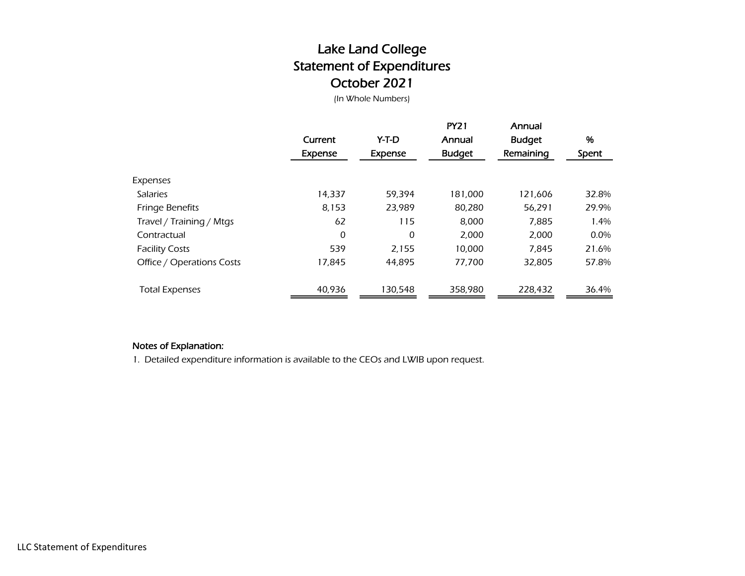# Lake Land College
## Statement of Expenditures
## October 2021

(In Whole Numbers)

| | Current Expense | Y-T-D Expense | PY21 Annual Budget | Annual Budget Remaining | % Spent |
|---|---|---|---|---|---|
| Expenses | | | | | |
| Salaries | 14,337 | 59,394 | 181,000 | 121,606 | 32.8% |
| Fringe Benefits | 8,153 | 23,989 | 80,280 | 56,291 | 29.9% |
| Travel / Training / Mtgs | 62 | 115 | 8,000 | 7,885 | 1.4% |
| Contractual | 0 | 0 | 2,000 | 2,000 | 0.0% |
| Facility Costs | 539 | 2,155 | 10,000 | 7,845 | 21.6% |
| Office / Operations Costs | 17,845 | 44,895 | 77,700 | 32,805 | 57.8% |
| Total Expenses | 40,936 | 130,548 | 358,980 | 228,432 | 36.4% |

**Notes of Explanation:**

1. Detailed expenditure information is available to the CEOs and LWIB upon request.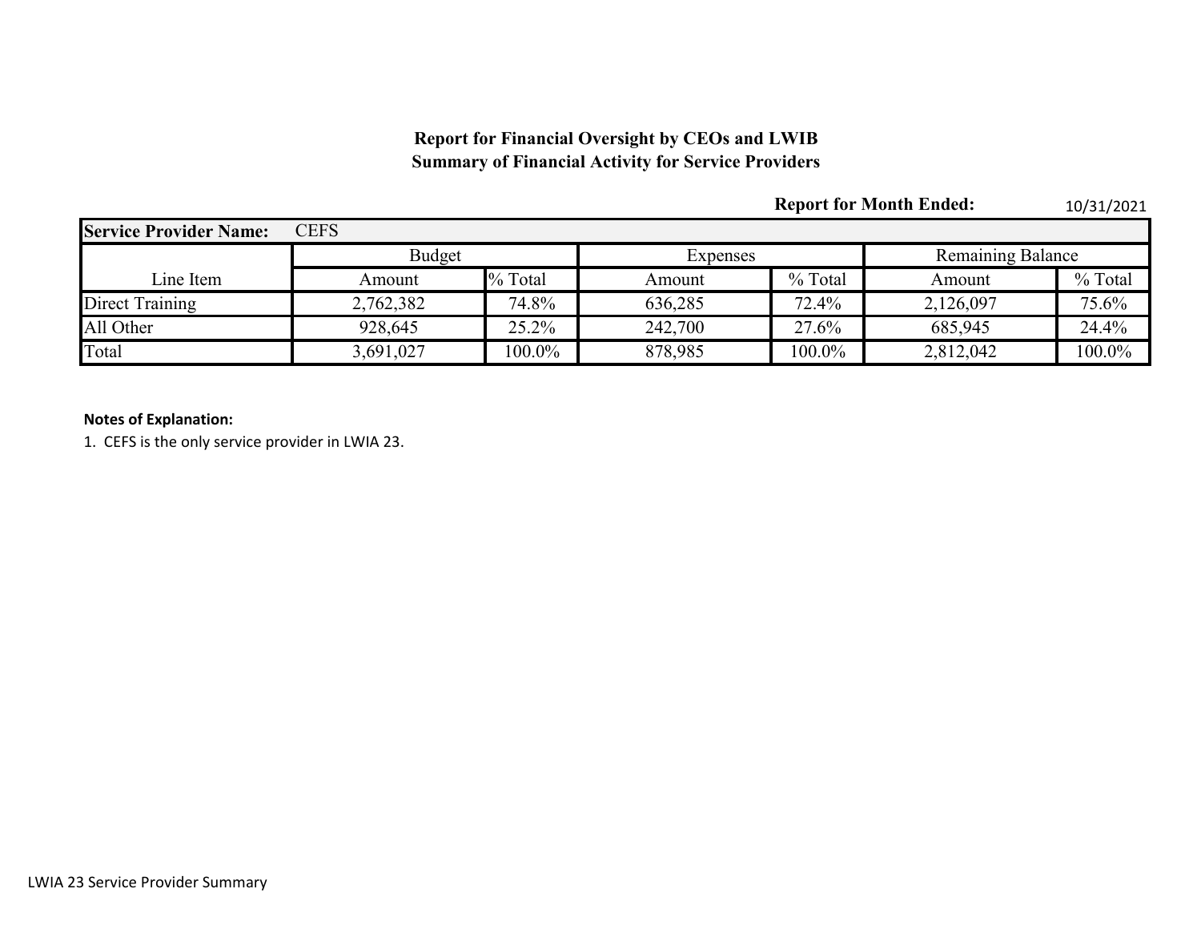**Report for Financial Oversight by CEOs and LWIB**
**Summary of Financial Activity for Service Providers**

**Report for Month Ended:** 10/31/2021

| **Service Provider Name:** | CEFS | | | | | |
|---|---|---|---|---|---|---|
| | Budget | | Expenses | | Remaining Balance | |
| Line Item | Amount | % Total | Amount | % Total | Amount | % Total |
| Direct Training | 2,762,382 | 74.8% | 636,285 | 72.4% | 2,126,097 | 75.6% |
| All Other | 928,645 | 25.2% | 242,700 | 27.6% | 685,945 | 24.4% |
| Total | 3,691,027 | 100.0% | 878,985 | 100.0% | 2,812,042 | 100.0% |

**Notes of Explanation:**

1. CEFS is the only service provider in LWIA 23.

LWIA 23 Service Provider Summary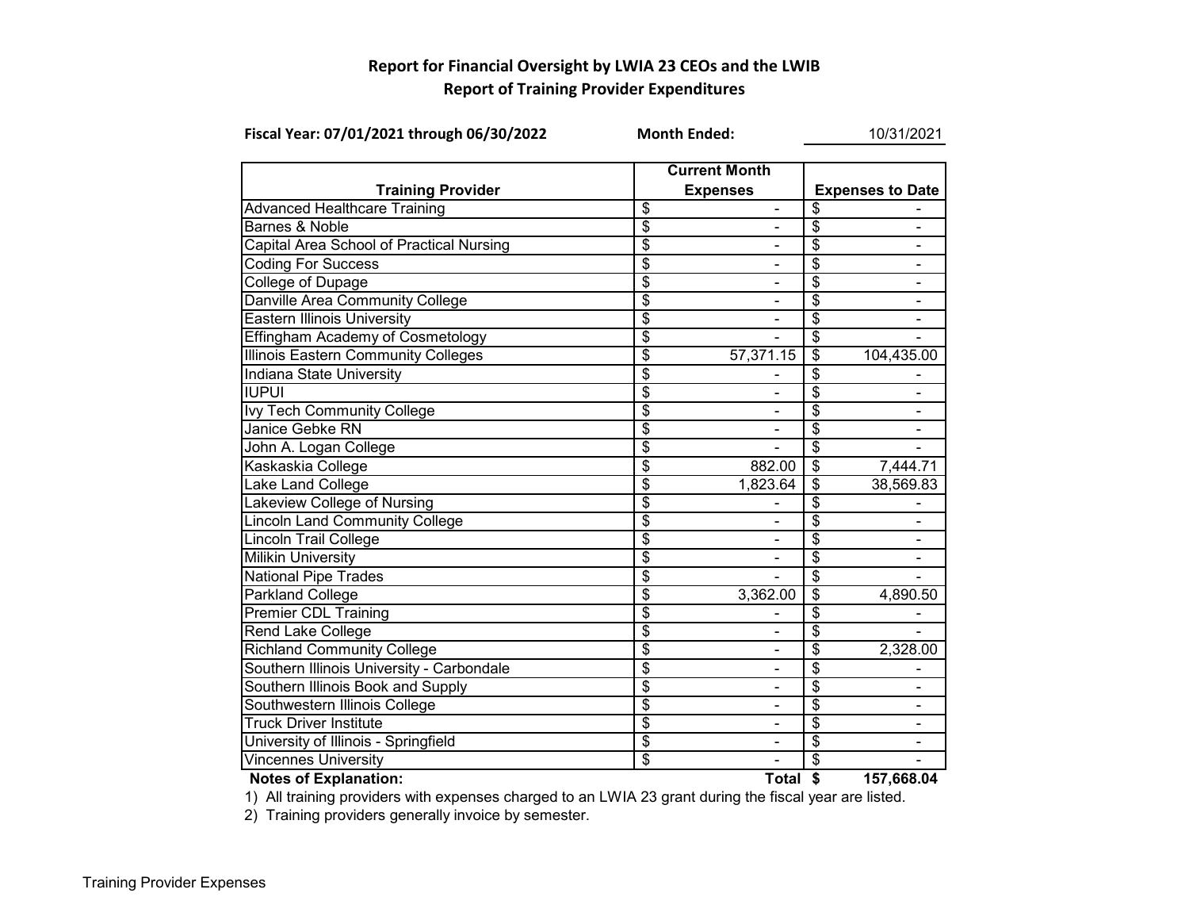# Report for Financial Oversight by LWIA 23 CEOs and the LWIB

## Report of Training Provider Expenditures

**Fiscal Year: 07/01/2021 through 06/30/2022** **Month Ended:** 10/31/2021

| Training Provider | Current Month Expenses | Expenses to Date |
|---|---|---|
| Advanced Healthcare Training | $ - | $ - |
| Barnes & Noble | $ - | $ - |
| Capital Area School of Practical Nursing | $ - | $ - |
| Coding For Success | $ - | $ - |
| College of Dupage | $ - | $ - |
| Danville Area Community College | $ - | $ - |
| Eastern Illinois University | $ - | $ - |
| Effingham Academy of Cosmetology | $ - | $ - |
| Illinois Eastern Community Colleges | $ 57,371.15 | $ 104,435.00 |
| Indiana State University | $ - | $ - |
| IUPUI | $ - | $ - |
| Ivy Tech Community College | $ - | $ - |
| Janice Gebke RN | $ - | $ - |
| John A. Logan College | $ - | $ - |
| Kaskaskia College | $ 882.00 | $ 7,444.71 |
| Lake Land College | $ 1,823.64 | $ 38,569.83 |
| Lakeview College of Nursing | $ - | $ - |
| Lincoln Land Community College | $ - | $ - |
| Lincoln Trail College | $ - | $ - |
| Milikin University | $ - | $ - |
| National Pipe Trades | $ - | $ - |
| Parkland College | $ 3,362.00 | $ 4,890.50 |
| Premier CDL Training | $ - | $ - |
| Rend Lake College | $ - | $ - |
| Richland Community College | $ - | $ 2,328.00 |
| Southern Illinois University - Carbondale | $ - | $ - |
| Southern Illinois Book and Supply | $ - | $ - |
| Southwestern Illinois College | $ - | $ - |
| Truck Driver Institute | $ - | $ - |
| University of Illinois - Springfield | $ - | $ - |
| Vincennes University | $ - | $ - |
| | **Total** | **$ 157,668.04** |

**Notes of Explanation:**

1) All training providers with expenses charged to an LWIA 23 grant during the fiscal year are listed.

2) Training providers generally invoice by semester.

Training Provider Expenses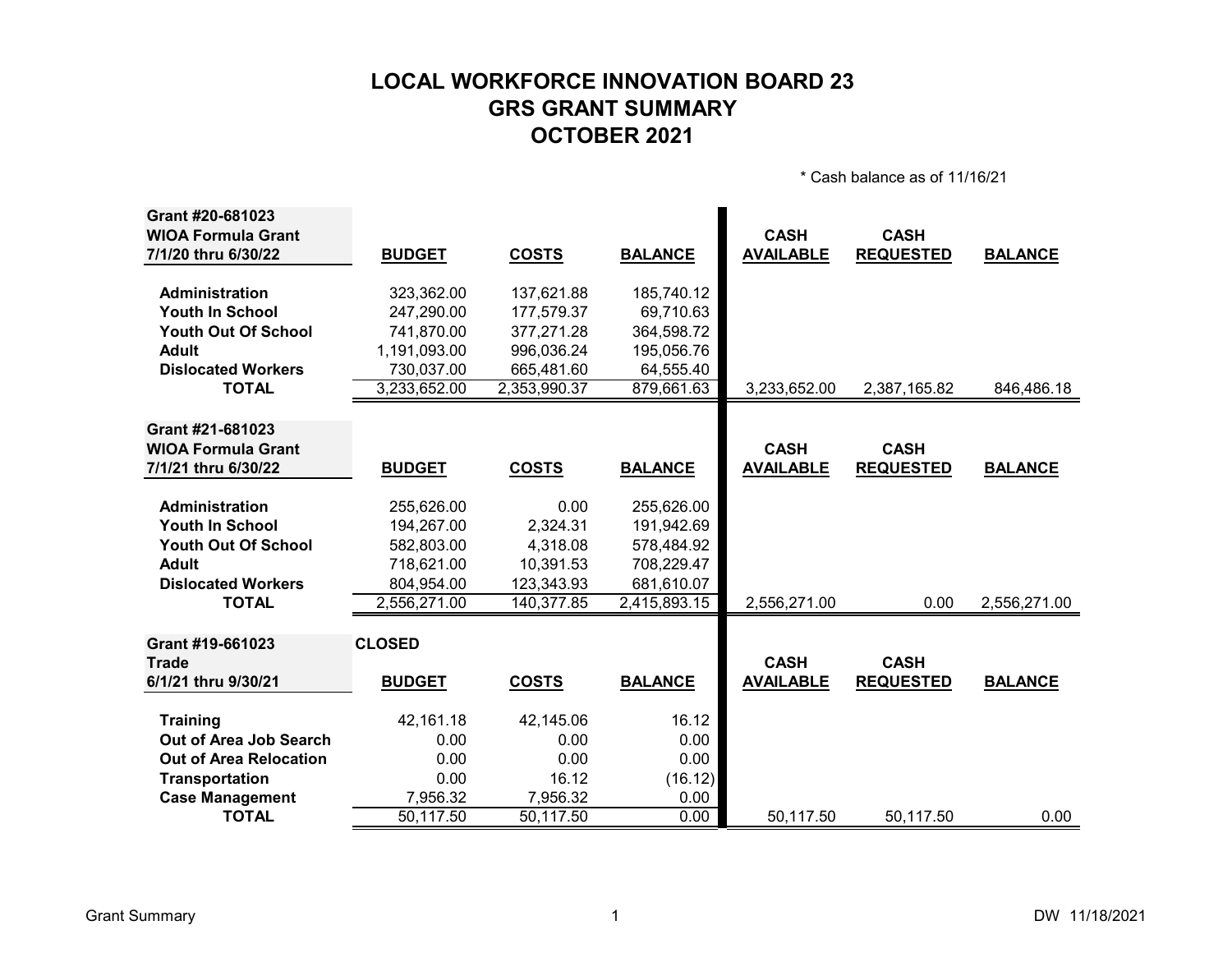# LOCAL WORKFORCE INNOVATION BOARD 23
# GRS GRANT SUMMARY
# OCTOBER 2021

\* Cash balance as of 11/16/21

| Grant #20-681023<br>WIOA Formula Grant<br>7/1/20 thru 6/30/22 | BUDGET | COSTS | BALANCE | CASH AVAILABLE | CASH REQUESTED | BALANCE |
|---|---|---|---|---|---|---|
| Administration | 323,362.00 | 137,621.88 | 185,740.12 | | | |
| Youth In School | 247,290.00 | 177,579.37 | 69,710.63 | | | |
| Youth Out Of School | 741,870.00 | 377,271.28 | 364,598.72 | | | |
| Adult | 1,191,093.00 | 996,036.24 | 195,056.76 | | | |
| Dislocated Workers | 730,037.00 | 665,481.60 | 64,555.40 | | | |
| **TOTAL** | 3,233,652.00 | 2,353,990.37 | 879,661.63 | 3,233,652.00 | 2,387,165.82 | 846,486.18 |

| Grant #21-681023<br>WIOA Formula Grant<br>7/1/21 thru 6/30/22 | BUDGET | COSTS | BALANCE | CASH AVAILABLE | CASH REQUESTED | BALANCE |
|---|---|---|---|---|---|---|
| Administration | 255,626.00 | 0.00 | 255,626.00 | | | |
| Youth In School | 194,267.00 | 2,324.31 | 191,942.69 | | | |
| Youth Out Of School | 582,803.00 | 4,318.08 | 578,484.92 | | | |
| Adult | 718,621.00 | 10,391.53 | 708,229.47 | | | |
| Dislocated Workers | 804,954.00 | 123,343.93 | 681,610.07 | | | |
| **TOTAL** | 2,556,271.00 | 140,377.85 | 2,415,893.15 | 2,556,271.00 | 0.00 | 2,556,271.00 |

| Grant #19-661023<br>Trade<br>6/1/21 thru 9/30/21 | CLOSED<br>BUDGET | COSTS | BALANCE | CASH AVAILABLE | CASH REQUESTED | BALANCE |
|---|---|---|---|---|---|---|
| Training | 42,161.18 | 42,145.06 | 16.12 | | | |
| Out of Area Job Search | 0.00 | 0.00 | 0.00 | | | |
| Out of Area Relocation | 0.00 | 0.00 | 0.00 | | | |
| Transportation | 0.00 | 16.12 | (16.12) | | | |
| Case Management | 7,956.32 | 7,956.32 | 0.00 | | | |
| **TOTAL** | 50,117.50 | 50,117.50 | 0.00 | 50,117.50 | 50,117.50 | 0.00 |

Grant Summary DW 11/18/2021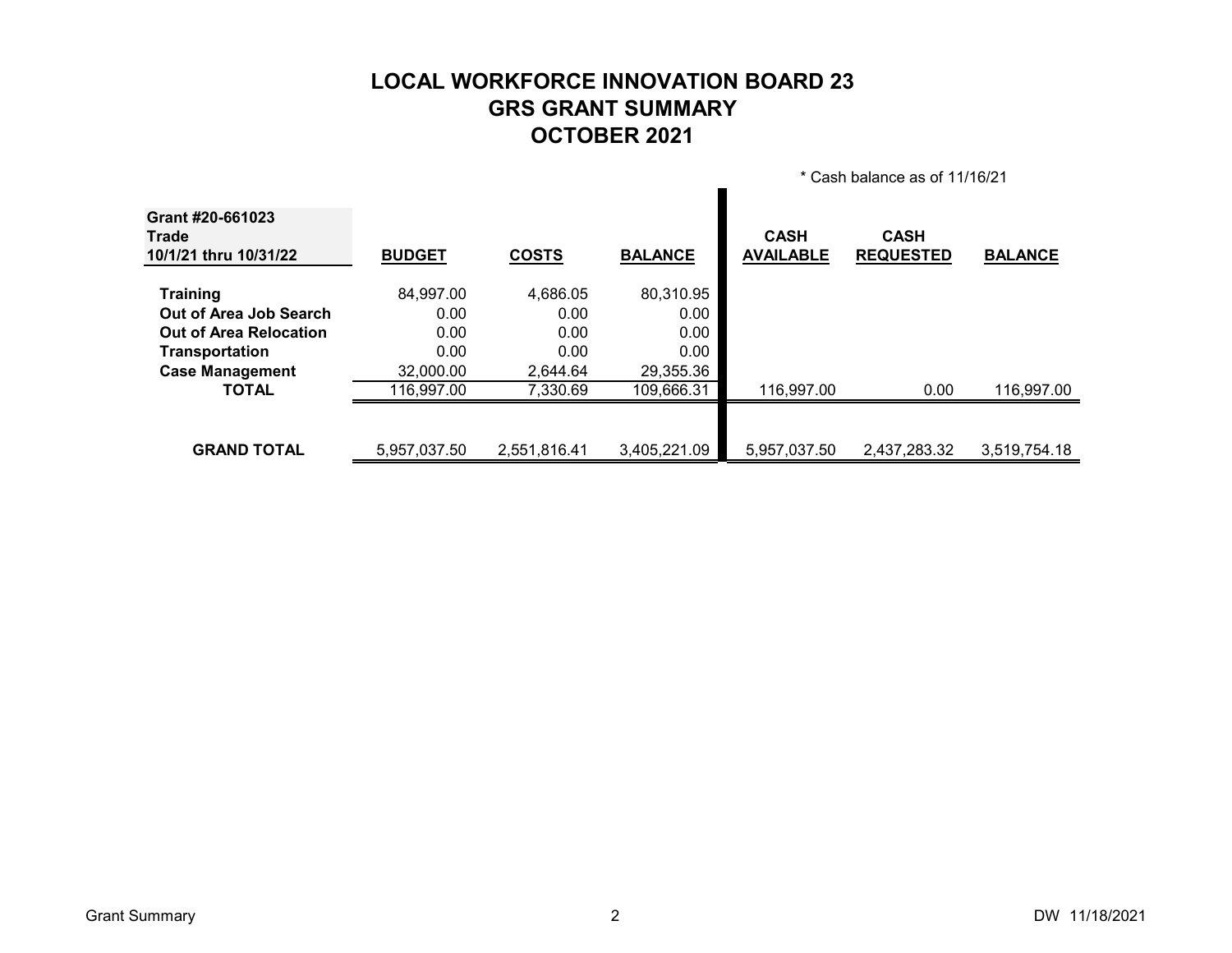# LOCAL WORKFORCE INNOVATION BOARD 23
## GRS GRANT SUMMARY
## OCTOBER 2021

\* Cash balance as of 11/16/21

| Grant #20-661023<br>Trade<br>10/1/21 thru 10/31/22 | BUDGET | COSTS | BALANCE | CASH AVAILABLE | CASH REQUESTED | BALANCE |
|---|---|---|---|---|---|---|
| **Training** | 84,997.00 | 4,686.05 | 80,310.95 | | | |
| **Out of Area Job Search** | 0.00 | 0.00 | 0.00 | | | |
| **Out of Area Relocation** | 0.00 | 0.00 | 0.00 | | | |
| **Transportation** | 0.00 | 0.00 | 0.00 | | | |
| **Case Management** | 32,000.00 | 2,644.64 | 29,355.36 | | | |
| **TOTAL** | 116,997.00 | 7,330.69 | 109,666.31 | 116,997.00 | 0.00 | 116,997.00 |
| | | | | | | |
| **GRAND TOTAL** | 5,957,037.50 | 2,551,816.41 | 3,405,221.09 | 5,957,037.50 | 2,437,283.32 | 3,519,754.18 |